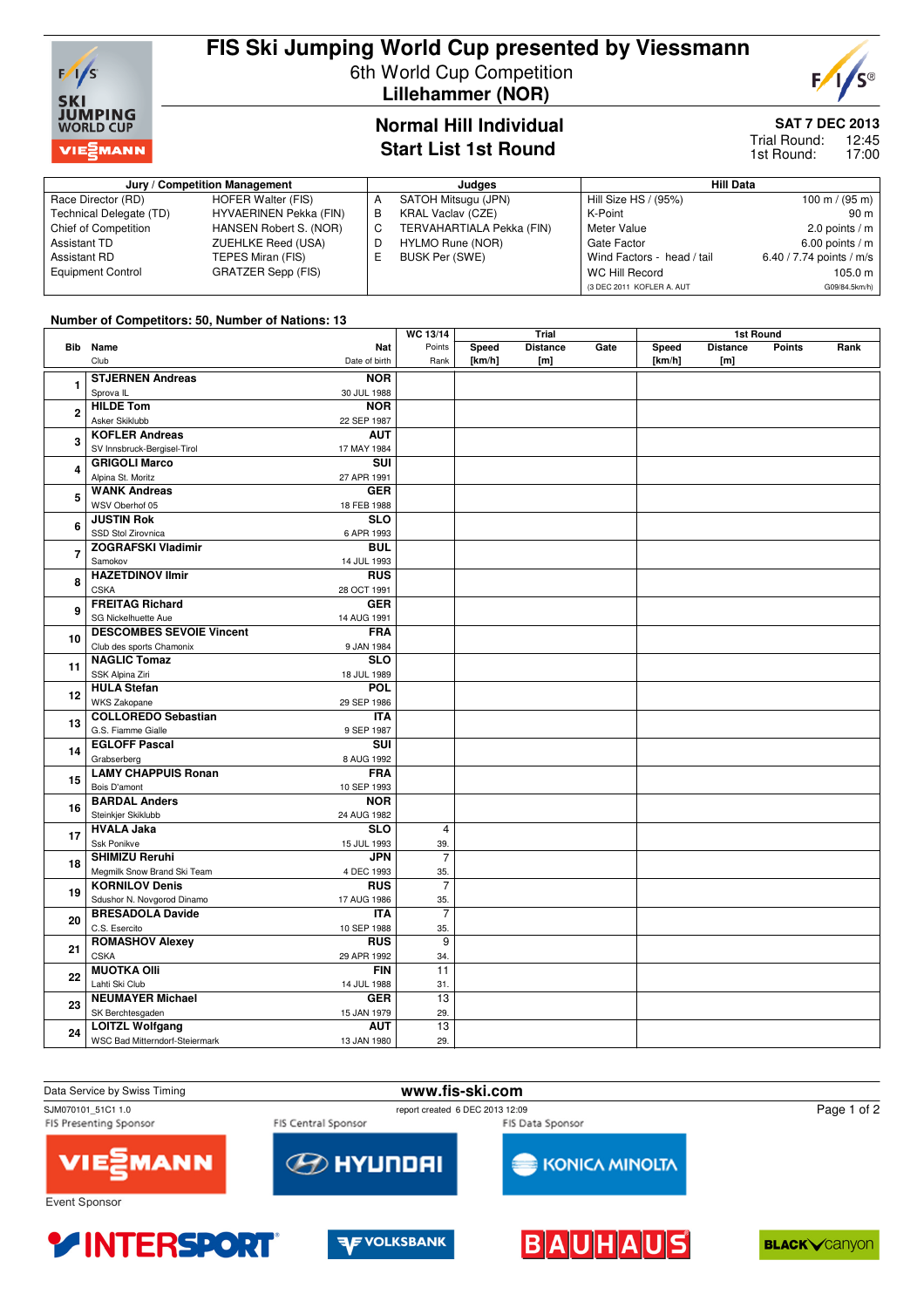# FIS Ski Jumping World Cup presented by Viessmann

6th World Cup Competition

**Lillehammer (NOR)**

## Normal Hill Individual
## Start List 1st Round

**SAT 7 DEC 2013**

Trial Round: 12:45

1st Round: 17:00

| Jury / Competition Management | | Judges | | Hill Data | |
|---|---|---|---|---|---|
| Race Director (RD) | HOFER Walter (FIS) | A | SATOH Mitsugu (JPN) | Hill Size HS / (95%) | 100 m / (95 m) |
| Technical Delegate (TD) | HYVAERINEN Pekka (FIN) | B | KRAL Vaclav (CZE) | K-Point | 90 m |
| Chief of Competition | HANSEN Robert S. (NOR) | C | TERVAHARTIALA Pekka (FIN) | Meter Value | 2.0 points / m |
| Assistant TD | ZUEHLKE Reed (USA) | D | HYLMO Rune (NOR) | Gate Factor | 6.00 points / m |
| Assistant RD | TEPES Miran (FIS) | E | BUSK Per (SWE) | Wind Factors - head / tail | 6.40 / 7.74 points / m/s |
| Equipment Control | GRATZER Sepp (FIS) | | | WC Hill Record | 105.0 m |
| | | | | (3 DEC 2011 KOFLER A. AUT | G09/84.5km/h) |

**Number of Competitors: 50, Number of Nations: 13**

| Bib | Name / Club | Nat / Date of birth | WC 13/14 Points / Rank | Trial Speed [km/h] | Trial Distance [m] | Trial Gate | 1st Round Speed [km/h] | 1st Round Distance [m] | 1st Round Points | 1st Round Rank |
|---|---|---|---|---|---|---|---|---|---|---|
| 1 | **STJERNEN Andreas** Sprova IL | **NOR** 30 JUL 1988 | | | | | | | | |
| 2 | **HILDE Tom** Asker Skiklubb | **NOR** 22 SEP 1987 | | | | | | | | |
| 3 | **KOFLER Andreas** SV Innsbruck-Bergisel-Tirol | **AUT** 17 MAY 1984 | | | | | | | | |
| 4 | **GRIGOLI Marco** Alpina St. Moritz | **SUI** 27 APR 1991 | | | | | | | | |
| 5 | **WANK Andreas** WSV Oberhof 05 | **GER** 18 FEB 1988 | | | | | | | | |
| 6 | **JUSTIN Rok** SSD Stol Zirovnica | **SLO** 6 APR 1993 | | | | | | | | |
| 7 | **ZOGRAFSKI Vladimir** Samokov | **BUL** 14 JUL 1993 | | | | | | | | |
| 8 | **HAZETDINOV Ilmir** CSKA | **RUS** 28 OCT 1991 | | | | | | | | |
| 9 | **FREITAG Richard** SG Nickelhuette Aue | **GER** 14 AUG 1991 | | | | | | | | |
| 10 | **DESCOMBES SEVOIE Vincent** Club des sports Chamonix | **FRA** 9 JAN 1984 | | | | | | | | |
| 11 | **NAGLIC Tomaz** SSK Alpina Ziri | **SLO** 18 JUL 1989 | | | | | | | | |
| 12 | **HULA Stefan** WKS Zakopane | **POL** 29 SEP 1986 | | | | | | | | |
| 13 | **COLLOREDO Sebastian** G.S. Fiamme Gialle | **ITA** 9 SEP 1987 | | | | | | | | |
| 14 | **EGLOFF Pascal** Grabserberg | **SUI** 8 AUG 1992 | | | | | | | | |
| 15 | **LAMY CHAPPUIS Ronan** Bois D'amont | **FRA** 10 SEP 1993 | | | | | | | | |
| 16 | **BARDAL Anders** Steinkjer Skiklubb | **NOR** 24 AUG 1982 | | | | | | | | |
| 17 | **HVALA Jaka** Ssk Ponikve | **SLO** 15 JUL 1993 | 4 39. | | | | | | | |
| 18 | **SHIMIZU Reruhi** Megmilk Snow Brand Ski Team | **JPN** 4 DEC 1993 | 7 35. | | | | | | | |
| 19 | **KORNILOV Denis** Sdushor N. Novgorod Dinamo | **RUS** 17 AUG 1986 | 7 35. | | | | | | | |
| 20 | **BRESADOLA Davide** C.S. Esercito | **ITA** 10 SEP 1988 | 7 35. | | | | | | | |
| 21 | **ROMASHOV Alexey** CSKA | **RUS** 29 APR 1992 | 9 34. | | | | | | | |
| 22 | **MUOTKA Olli** Lahti Ski Club | **FIN** 14 JUL 1988 | 11 31. | | | | | | | |
| 23 | **NEUMAYER Michael** SK Berchtesgaden | **GER** 15 JAN 1979 | 13 29. | | | | | | | |
| 24 | **LOITZL Wolfgang** WSC Bad Mitterndorf-Steiermark | **AUT** 13 JAN 1980 | 13 29. | | | | | | | |

Data Service by Swiss Timing

www.fis-ski.com

SJM070101_51C1 1.0

report created 6 DEC 2013 12:09

FIS Presenting Sponsor: VIESSMANN

FIS Central Sponsor: HYUNDAI

FIS Data Sponsor: KONICA MINOLTA

Event Sponsor: INTERSPORT, VOLKSBANK, BAUHAUS, BLACK canyon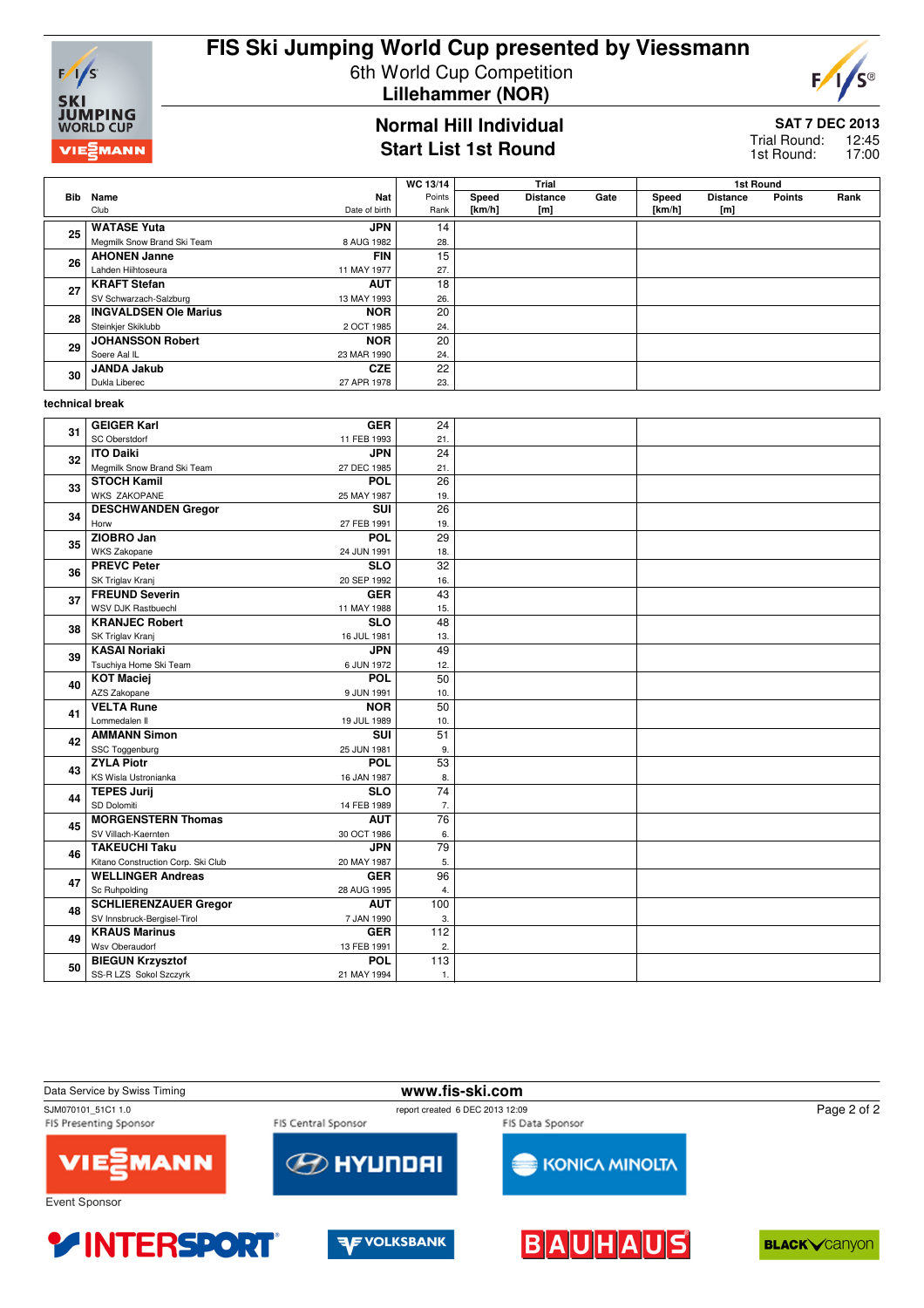# FIS Ski Jumping World Cup presented by Viessmann

6th World Cup Competition
**Lillehammer (NOR)**

## Normal Hill Individual
## Start List 1st Round

**SAT 7 DEC 2013**
Trial Round: 12:45
1st Round: 17:00

| Bib | Name / Club | Nat / Date of birth | WC 13/14 Points / Rank | Trial Speed [km/h] | Trial Distance [m] | Trial Gate | 1st Round Speed [km/h] | 1st Round Distance [m] | 1st Round Points | 1st Round Rank |
|---|---|---|---|---|---|---|---|---|---|---|
| 25 | **WATASE Yuta** Megmilk Snow Brand Ski Team | **JPN** 8 AUG 1982 | 14 / 28. | | | | | | | |
| 26 | **AHONEN Janne** Lahden Hiihtoseura | **FIN** 11 MAY 1977 | 15 / 27. | | | | | | | |
| 27 | **KRAFT Stefan** SV Schwarzach-Salzburg | **AUT** 13 MAY 1993 | 18 / 26. | | | | | | | |
| 28 | **INGVALDSEN Ole Marius** Steinkjer Skiklubb | **NOR** 2 OCT 1985 | 20 / 24. | | | | | | | |
| 29 | **JOHANSSON Robert** Soere Aal IL | **NOR** 23 MAR 1990 | 20 / 24. | | | | | | | |
| 30 | **JANDA Jakub** Dukla Liberec | **CZE** 27 APR 1978 | 22 / 23. | | | | | | | |

**technical break**

| Bib | Name / Club | Nat / Date of birth | WC 13/14 Points / Rank | Trial Speed [km/h] | Trial Distance [m] | Trial Gate | 1st Round Speed [km/h] | 1st Round Distance [m] | 1st Round Points | 1st Round Rank |
|---|---|---|---|---|---|---|---|---|---|---|
| 31 | **GEIGER Karl** SC Oberstdorf | **GER** 11 FEB 1993 | 24 / 21. | | | | | | | |
| 32 | **ITO Daiki** Megmilk Snow Brand Ski Team | **JPN** 27 DEC 1985 | 24 / 21. | | | | | | | |
| 33 | **STOCH Kamil** WKS ZAKOPANE | **POL** 25 MAY 1987 | 26 / 19. | | | | | | | |
| 34 | **DESCHWANDEN Gregor** Horw | **SUI** 27 FEB 1991 | 26 / 19. | | | | | | | |
| 35 | **ZIOBRO Jan** WKS Zakopane | **POL** 24 JUN 1991 | 29 / 18. | | | | | | | |
| 36 | **PREVC Peter** SK Triglav Kranj | **SLO** 20 SEP 1992 | 32 / 16. | | | | | | | |
| 37 | **FREUND Severin** WSV DJK Rastbuechl | **GER** 11 MAY 1988 | 43 / 15. | | | | | | | |
| 38 | **KRANJEC Robert** SK Triglav Kranj | **SLO** 16 JUL 1981 | 48 / 13. | | | | | | | |
| 39 | **KASAI Noriaki** Tsuchiya Home Ski Team | **JPN** 6 JUN 1972 | 49 / 12. | | | | | | | |
| 40 | **KOT Maciej** AZS Zakopane | **POL** 9 JUN 1991 | 50 / 10. | | | | | | | |
| 41 | **VELTA Rune** Lommedalen Il | **NOR** 19 JUL 1989 | 50 / 10. | | | | | | | |
| 42 | **AMMANN Simon** SSC Toggenburg | **SUI** 25 JUN 1981 | 51 / 9. | | | | | | | |
| 43 | **ZYLA Piotr** KS Wisla Ustronianka | **POL** 16 JAN 1987 | 53 / 8. | | | | | | | |
| 44 | **TEPES Jurij** SD Dolomiti | **SLO** 14 FEB 1989 | 74 / 7. | | | | | | | |
| 45 | **MORGENSTERN Thomas** SV Villach-Kaernten | **AUT** 30 OCT 1986 | 76 / 6. | | | | | | | |
| 46 | **TAKEUCHI Taku** Kitano Construction Corp. Ski Club | **JPN** 20 MAY 1987 | 79 / 5. | | | | | | | |
| 47 | **WELLINGER Andreas** Sc Ruhpolding | **GER** 28 AUG 1995 | 96 / 4. | | | | | | | |
| 48 | **SCHLIERENZAUER Gregor** SV Innsbruck-Bergisel-Tirol | **AUT** 7 JAN 1990 | 100 / 3. | | | | | | | |
| 49 | **KRAUS Marinus** Wsv Oberaudorf | **GER** 13 FEB 1991 | 112 / 2. | | | | | | | |
| 50 | **BIEGUN Krzysztof** SS-R LZS Sokol Szczyrk | **POL** 21 MAY 1994 | 113 / 1. | | | | | | | |

Data Service by Swiss Timing
www.fis-ski.com
SJM070101_51C1 1.0
report created 6 DEC 2013 12:09

FIS Presenting Sponsor: VIESSMANN
FIS Central Sponsor: HYUNDAI
FIS Data Sponsor: KONICA MINOLTA
Event Sponsor: INTERSPORT, VOLKSBANK, BAUHAUS, BLACKCANYON